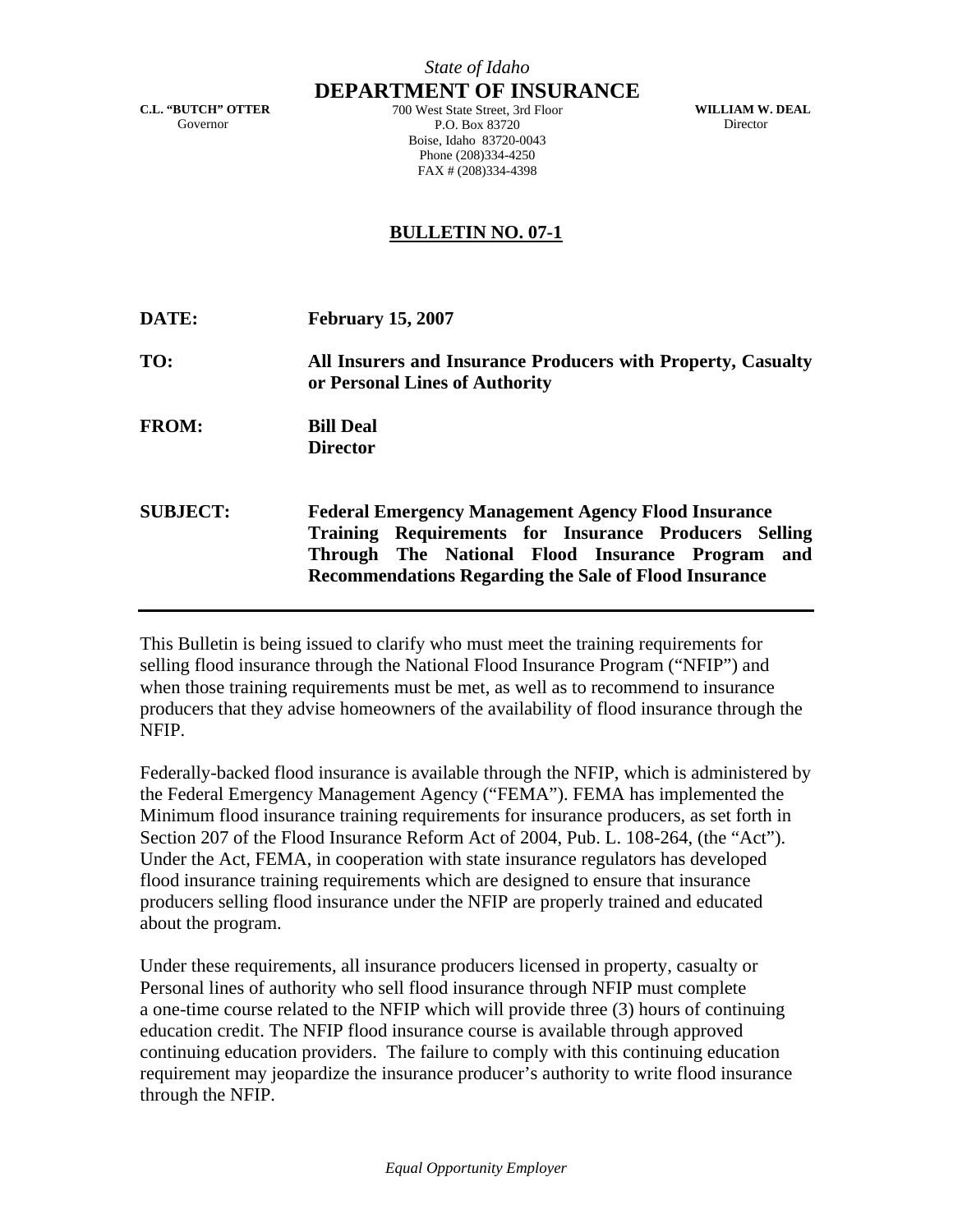*State of Idaho*

# DEPARTMENT OF INSURANCE

**C.L. "BUTCH" OTTER**
Governor

700 West State Street, 3rd Floor
P.O. Box 83720
Boise, Idaho 83720-0043
Phone (208)334-4250
FAX # (208)334-4398

**WILLIAM W. DEAL**
Director

## BULLETIN NO. 07-1

**DATE:** **February 15, 2007**

**TO:** **All Insurers and Insurance Producers with Property, Casualty or Personal Lines of Authority**

**FROM:** **Bill Deal**
**Director**

**SUBJECT:** **Federal Emergency Management Agency Flood Insurance Training Requirements for Insurance Producers Selling Through The National Flood Insurance Program and Recommendations Regarding the Sale of Flood Insurance**

---

This Bulletin is being issued to clarify who must meet the training requirements for selling flood insurance through the National Flood Insurance Program ("NFIP") and when those training requirements must be met, as well as to recommend to insurance producers that they advise homeowners of the availability of flood insurance through the NFIP.

Federally-backed flood insurance is available through the NFIP, which is administered by the Federal Emergency Management Agency ("FEMA"). FEMA has implemented the Minimum flood insurance training requirements for insurance producers, as set forth in Section 207 of the Flood Insurance Reform Act of 2004, Pub. L. 108-264, (the "Act"). Under the Act, FEMA, in cooperation with state insurance regulators has developed flood insurance training requirements which are designed to ensure that insurance producers selling flood insurance under the NFIP are properly trained and educated about the program.

Under these requirements, all insurance producers licensed in property, casualty or Personal lines of authority who sell flood insurance through NFIP must complete a one-time course related to the NFIP which will provide three (3) hours of continuing education credit. The NFIP flood insurance course is available through approved continuing education providers. The failure to comply with this continuing education requirement may jeopardize the insurance producer's authority to write flood insurance through the NFIP.

*Equal Opportunity Employer*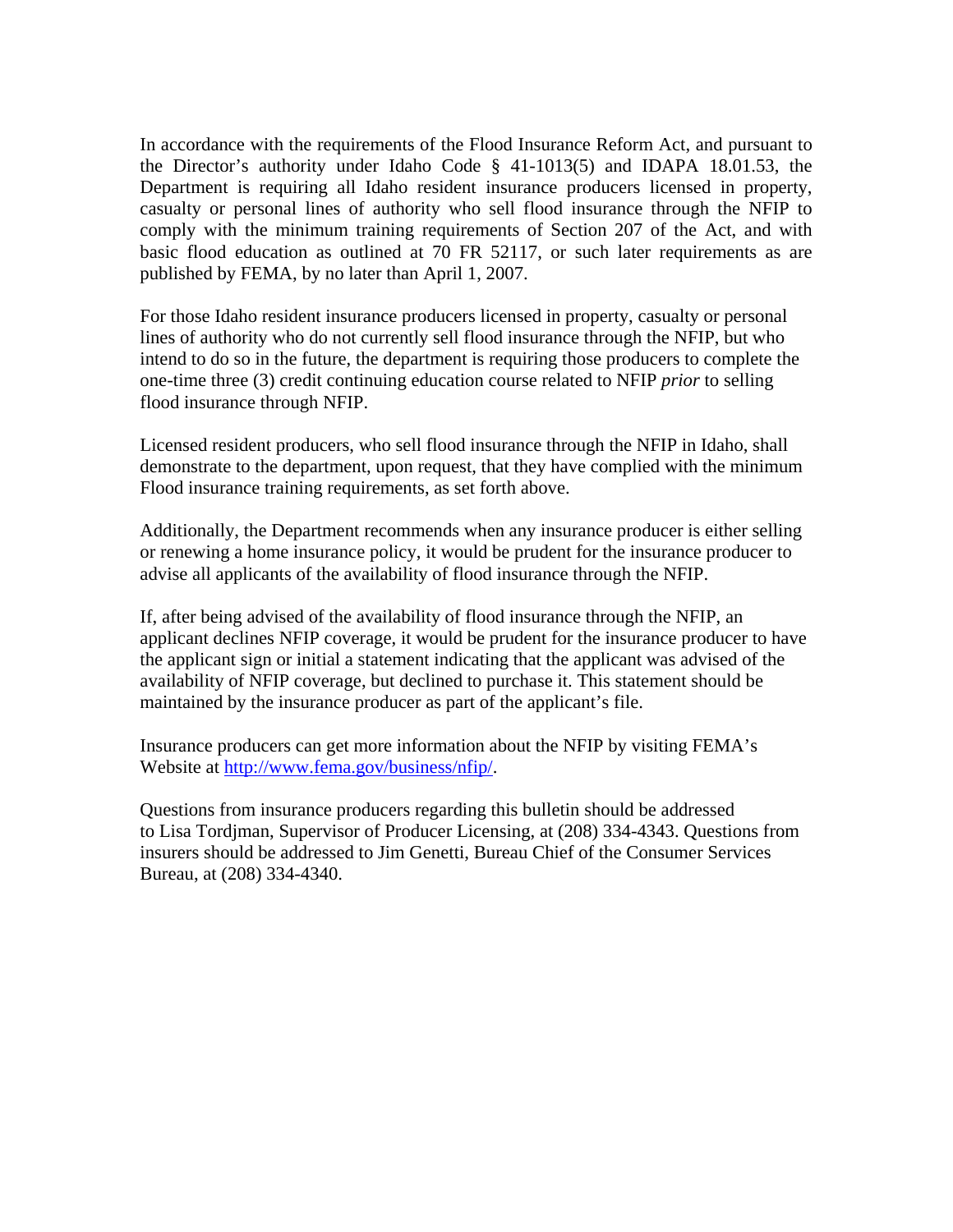In accordance with the requirements of the Flood Insurance Reform Act, and pursuant to the Director's authority under Idaho Code § 41-1013(5) and IDAPA 18.01.53, the Department is requiring all Idaho resident insurance producers licensed in property, casualty or personal lines of authority who sell flood insurance through the NFIP to comply with the minimum training requirements of Section 207 of the Act, and with basic flood education as outlined at 70 FR 52117, or such later requirements as are published by FEMA, by no later than April 1, 2007.

For those Idaho resident insurance producers licensed in property, casualty or personal lines of authority who do not currently sell flood insurance through the NFIP, but who intend to do so in the future, the department is requiring those producers to complete the one-time three (3) credit continuing education course related to NFIP *prior* to selling flood insurance through NFIP.

Licensed resident producers, who sell flood insurance through the NFIP in Idaho, shall demonstrate to the department, upon request, that they have complied with the minimum Flood insurance training requirements, as set forth above.

Additionally, the Department recommends when any insurance producer is either selling or renewing a home insurance policy, it would be prudent for the insurance producer to advise all applicants of the availability of flood insurance through the NFIP.

If, after being advised of the availability of flood insurance through the NFIP, an applicant declines NFIP coverage, it would be prudent for the insurance producer to have the applicant sign or initial a statement indicating that the applicant was advised of the availability of NFIP coverage, but declined to purchase it. This statement should be maintained by the insurance producer as part of the applicant's file.

Insurance producers can get more information about the NFIP by visiting FEMA's Website at [http://www.fema.gov/business/nfip/](http://www.fema.gov/business/nfip/).

Questions from insurance producers regarding this bulletin should be addressed to Lisa Tordjman, Supervisor of Producer Licensing, at (208) 334-4343. Questions from insurers should be addressed to Jim Genetti, Bureau Chief of the Consumer Services Bureau, at (208) 334-4340.